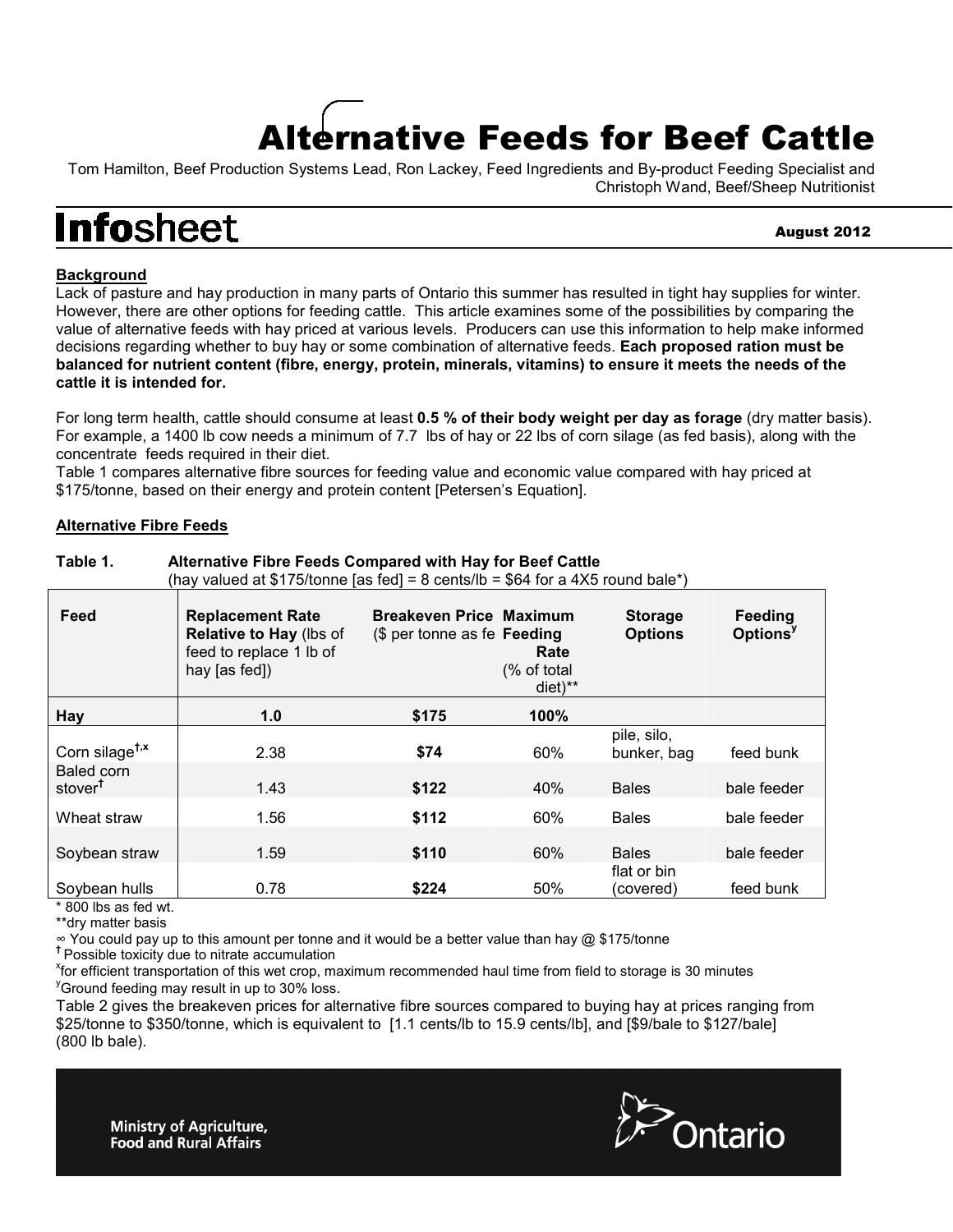# Alternative Feeds for Beef Cattle

Tom Hamilton, Beef Production Systems Lead, Ron Lackey, Feed Ingredients and By-product Feeding Specialist and Christoph Wand, Beef/Sheep Nutritionist

**Infosheet** August 2012

## Background

Lack of pasture and hay production in many parts of Ontario this summer has resulted in tight hay supplies for winter. However, there are other options for feeding cattle. This article examines some of the possibilities by comparing the value of alternative feeds with hay priced at various levels. Producers can use this information to help make informed decisions regarding whether to buy hay or some combination of alternative feeds. **Each proposed ration must be balanced for nutrient content (fibre, energy, protein, minerals, vitamins) to ensure it meets the needs of the cattle it is intended for.**

For long term health, cattle should consume at least **0.5 % of their body weight per day as forage** (dry matter basis). For example, a 1400 lb cow needs a minimum of 7.7 lbs of hay or 22 lbs of corn silage (as fed basis), along with the concentrate feeds required in their diet.

Table 1 compares alternative fibre sources for feeding value and economic value compared with hay priced at $175/tonne, based on their energy and protein content [Petersen's Equation].

## Alternative Fibre Feeds

**Table 1. Alternative Fibre Feeds Compared with Hay for Beef Cattle**
(hay valued at $175/tonne [as fed] = 8 cents/lb = $64 for a 4X5 round bale*)

| Feed | Replacement Rate Relative to Hay (lbs of feed to replace 1 lb of hay [as fed]) | Breakeven Price (\$ per tonne as fed)∞ | Maximum Feeding Rate (% of total diet)** | Storage Options | Feeding Options[y] |
|---|---|---|---|---|---|
| **Hay** | **1.0** | **$175** | **100%** | | |
| Corn silage[†,x] | 2.38 | **$74** | 60% | pile, silo, bunker, bag | feed bunk |
| Baled corn stover[†] | 1.43 | **$122** | 40% | Bales | bale feeder |
| Wheat straw | 1.56 | **$112** | 60% | Bales | bale feeder |
| Soybean straw | 1.59 | **$110** | 60% | Bales | bale feeder |
| Soybean hulls | 0.78 | **$224** | 50% | flat or bin (covered) | feed bunk |

\* 800 lbs as fed wt.

\*\*dry matter basis

∞ You could pay up to this amount per tonne and it would be a better value than hay @ $175/tonne

[†] Possible toxicity due to nitrate accumulation

[x] for efficient transportation of this wet crop, maximum recommended haul time from field to storage is 30 minutes

[y] Ground feeding may result in up to 30% loss.

Table 2 gives the breakeven prices for alternative fibre sources compared to buying hay at prices ranging from $25/tonne to $350/tonne, which is equivalent to [1.1 cents/lb to 15.9 cents/lb], and [$9/bale to $127/bale] (800 lb bale).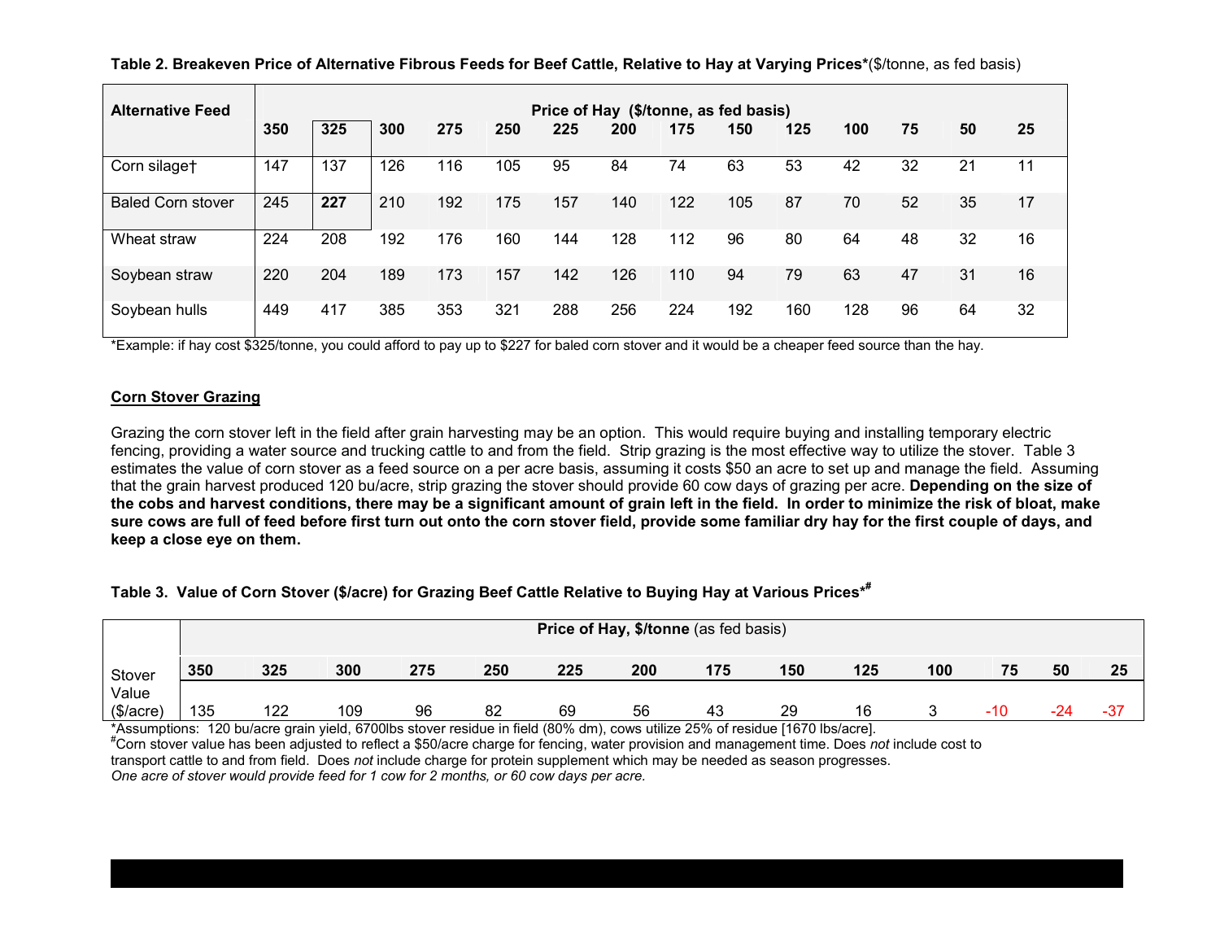**Table 2. Breakeven Price of Alternative Fibrous Feeds for Beef Cattle, Relative to Hay at Varying Prices***($/tonne, as fed basis)

| Alternative Feed | Price of Hay ($/tonne, as fed basis) | | | | | | | | | | | | | |
|---|---|---|---|---|---|---|---|---|---|---|---|---|---|---|
| | **350** | **325** | **300** | **275** | **250** | **225** | **200** | **175** | **150** | **125** | **100** | **75** | **50** | **25** |
| Corn silage† | 147 | 137 | 126 | 116 | 105 | 95 | 84 | 74 | 63 | 53 | 42 | 32 | 21 | 11 |
| Baled Corn stover | 245 | **227** | 210 | 192 | 175 | 157 | 140 | 122 | 105 | 87 | 70 | 52 | 35 | 17 |
| Wheat straw | 224 | 208 | 192 | 176 | 160 | 144 | 128 | 112 | 96 | 80 | 64 | 48 | 32 | 16 |
| Soybean straw | 220 | 204 | 189 | 173 | 157 | 142 | 126 | 110 | 94 | 79 | 63 | 47 | 31 | 16 |
| Soybean hulls | 449 | 417 | 385 | 353 | 321 | 288 | 256 | 224 | 192 | 160 | 128 | 96 | 64 | 32 |

*Example: if hay cost $325/tonne, you could afford to pay up to $227 for baled corn stover and it would be a cheaper feed source than the hay.

## Corn Stover Grazing

Grazing the corn stover left in the field after grain harvesting may be an option. This would require buying and installing temporary electric fencing, providing a water source and trucking cattle to and from the field. Strip grazing is the most effective way to utilize the stover. Table 3 estimates the value of corn stover as a feed source on a per acre basis, assuming it costs $50 an acre to set up and manage the field. Assuming that the grain harvest produced 120 bu/acre, strip grazing the stover should provide 60 cow days of grazing per acre. **Depending on the size of the cobs and harvest conditions, there may be a significant amount of grain left in the field. In order to minimize the risk of bloat, make sure cows are full of feed before first turn out onto the corn stover field, provide some familiar dry hay for the first couple of days, and keep a close eye on them.**

**Table 3. Value of Corn Stover ($/acre) for Grazing Beef Cattle Relative to Buying Hay at Various Prices*#**

| | **Price of Hay, $/tonne** (as fed basis) | | | | | | | | | | | | | |
|---|---|---|---|---|---|---|---|---|---|---|---|---|---|---|
| | **350** | **325** | **300** | **275** | **250** | **225** | **200** | **175** | **150** | **125** | **100** | **75** | **50** | **25** |
| Stover Value ($/acre) | 135 | 122 | 109 | 96 | 82 | 69 | 56 | 43 | 29 | 16 | 3 | -10 | -24 | -37 |

*Assumptions: 120 bu/acre grain yield, 6700lbs stover residue in field (80% dm), cows utilize 25% of residue [1670 lbs/acre].

#Corn stover value has been adjusted to reflect a $50/acre charge for fencing, water provision and management time. Does *not* include cost to transport cattle to and from field. Does *not* include charge for protein supplement which may be needed as season progresses.

*One acre of stover would provide feed for 1 cow for 2 months, or 60 cow days per acre.*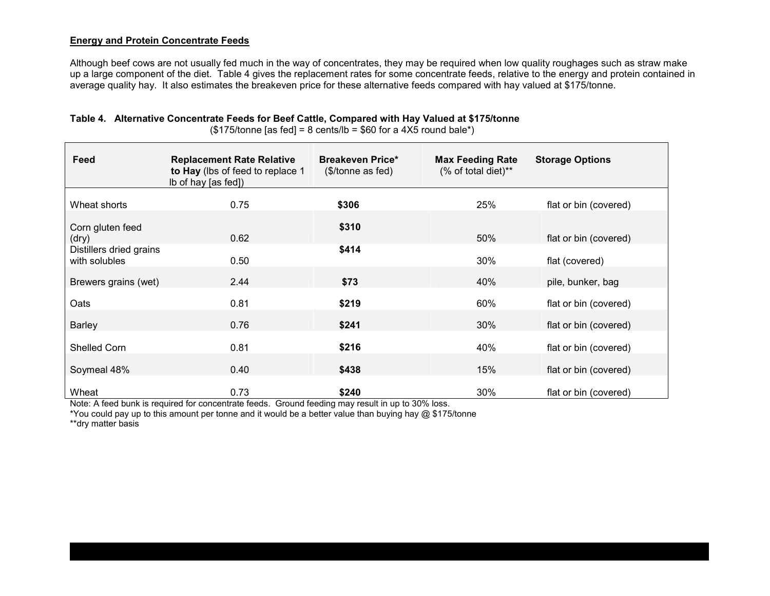**Energy and Protein Concentrate Feeds**

Although beef cows are not usually fed much in the way of concentrates, they may be required when low quality roughages such as straw make up a large component of the diet. Table 4 gives the replacement rates for some concentrate feeds, relative to the energy and protein contained in average quality hay. It also estimates the breakeven price for these alternative feeds compared with hay valued at $175/tonne.

**Table 4. Alternative Concentrate Feeds for Beef Cattle, Compared with Hay Valued at $175/tonne**
($175/tonne [as fed] = 8 cents/lb = $60 for a 4X5 round bale*)

| Feed | **Replacement Rate Relative to Hay** (lbs of feed to replace 1 lb of hay [as fed]) | **Breakeven Price*** ($/tonne as fed) | **Max Feeding Rate** (% of total diet)** | **Storage Options** |
|---|---|---|---|---|
| Wheat shorts | 0.75 | **$306** | 25% | flat or bin (covered) |
| Corn gluten feed (dry) | 0.62 | **$310** | 50% | flat or bin (covered) |
| Distillers dried grains with solubles | 0.50 | **$414** | 30% | flat (covered) |
| Brewers grains (wet) | 2.44 | **$73** | 40% | pile, bunker, bag |
| Oats | 0.81 | **$219** | 60% | flat or bin (covered) |
| Barley | 0.76 | **$241** | 30% | flat or bin (covered) |
| Shelled Corn | 0.81 | **$216** | 40% | flat or bin (covered) |
| Soymeal 48% | 0.40 | **$438** | 15% | flat or bin (covered) |
| Wheat | 0.73 | **$240** | 30% | flat or bin (covered) |

Note: A feed bunk is required for concentrate feeds. Ground feeding may result in up to 30% loss.
*You could pay up to this amount per tonne and it would be a better value than buying hay @ $175/tonne
**dry matter basis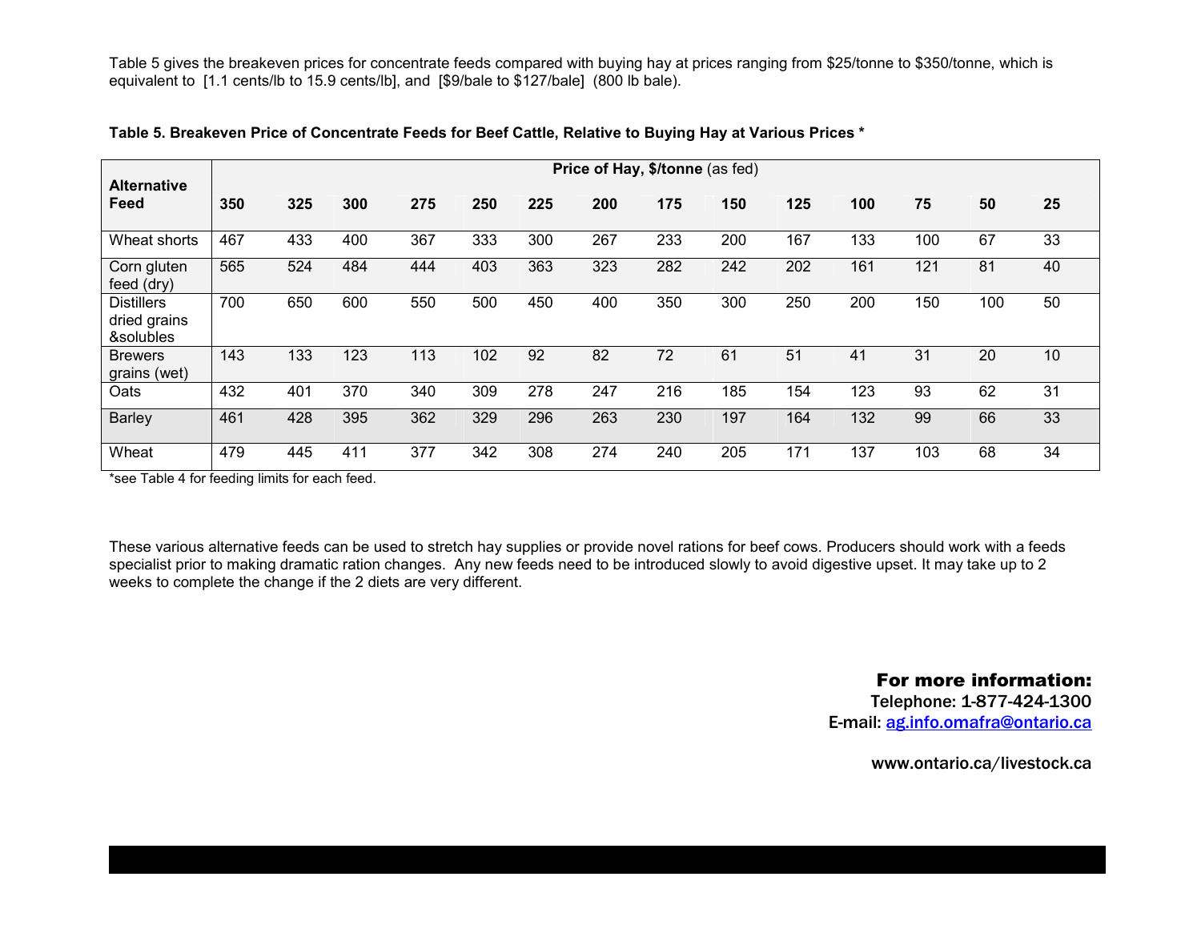Table 5 gives the breakeven prices for concentrate feeds compared with buying hay at prices ranging from $25/tonne to $350/tonne, which is equivalent to [1.1 cents/lb to 15.9 cents/lb], and [$9/bale to $127/bale] (800 lb bale).

**Table 5. Breakeven Price of Concentrate Feeds for Beef Cattle, Relative to Buying Hay at Various Prices ***

| Alternative Feed | **Price of Hay, $/tonne** (as fed) | | | | | | | | | | | | | |
|---|---|---|---|---|---|---|---|---|---|---|---|---|---|---|
| | **350** | **325** | **300** | **275** | **250** | **225** | **200** | **175** | **150** | **125** | **100** | **75** | **50** | **25** |
| Wheat shorts | 467 | 433 | 400 | 367 | 333 | 300 | 267 | 233 | 200 | 167 | 133 | 100 | 67 | 33 |
| Corn gluten feed (dry) | 565 | 524 | 484 | 444 | 403 | 363 | 323 | 282 | 242 | 202 | 161 | 121 | 81 | 40 |
| Distillers dried grains &solubles | 700 | 650 | 600 | 550 | 500 | 450 | 400 | 350 | 300 | 250 | 200 | 150 | 100 | 50 |
| Brewers grains (wet) | 143 | 133 | 123 | 113 | 102 | 92 | 82 | 72 | 61 | 51 | 41 | 31 | 20 | 10 |
| Oats | 432 | 401 | 370 | 340 | 309 | 278 | 247 | 216 | 185 | 154 | 123 | 93 | 62 | 31 |
| Barley | 461 | 428 | 395 | 362 | 329 | 296 | 263 | 230 | 197 | 164 | 132 | 99 | 66 | 33 |
| Wheat | 479 | 445 | 411 | 377 | 342 | 308 | 274 | 240 | 205 | 171 | 137 | 103 | 68 | 34 |

*see Table 4 for feeding limits for each feed.

These various alternative feeds can be used to stretch hay supplies or provide novel rations for beef cows. Producers should work with a feeds specialist prior to making dramatic ration changes. Any new feeds need to be introduced slowly to avoid digestive upset. It may take up to 2 weeks to complete the change if the 2 diets are very different.

**For more information:**
**Telephone: 1-877-424-1300**
**E-mail: ag.info.omafra@ontario.ca**

**www.ontario.ca/livestock.ca**